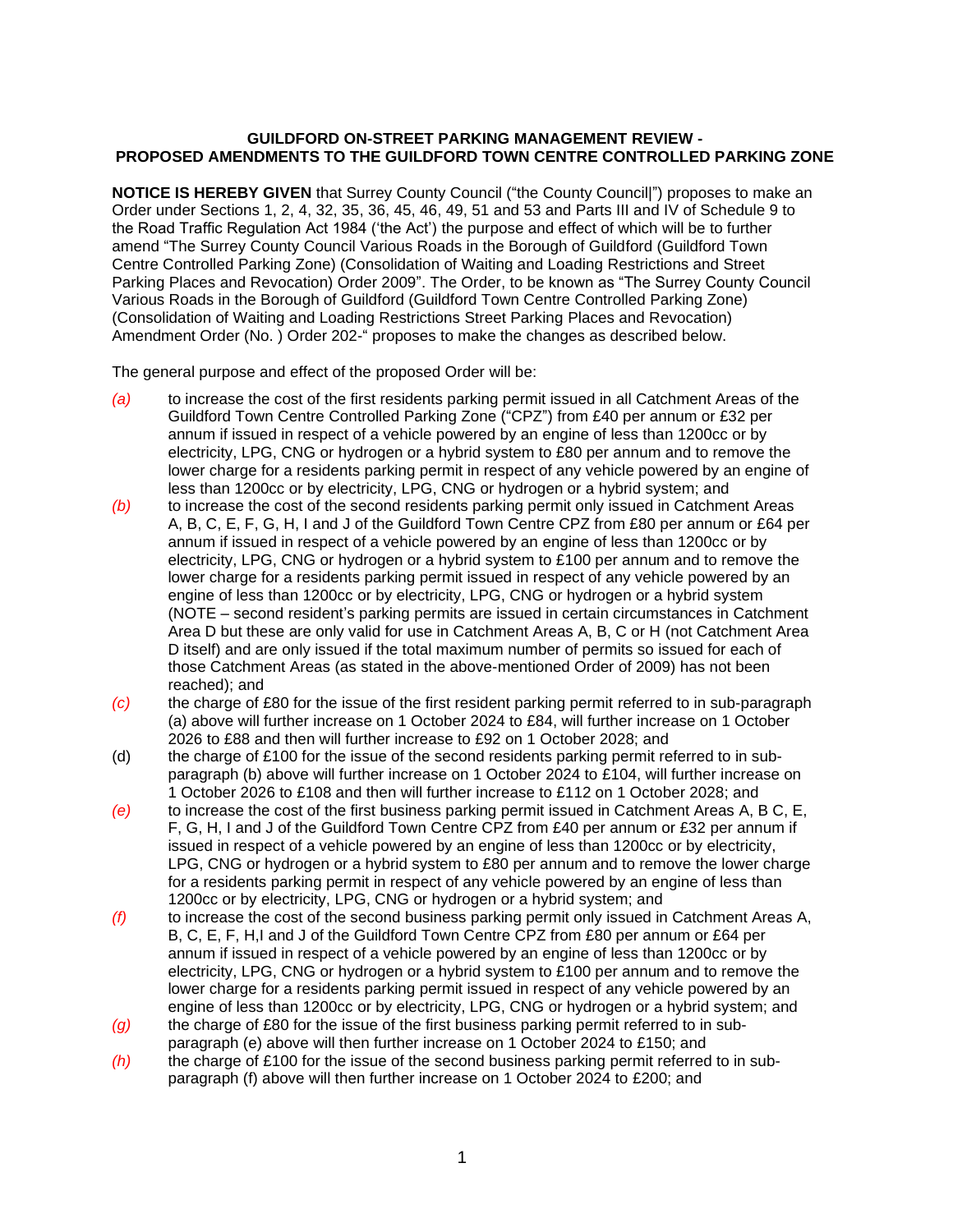**GUILDFORD ON-STREET PARKING MANAGEMENT REVIEW - PROPOSED AMENDMENTS TO THE GUILDFORD TOWN CENTRE CONTROLLED PARKING ZONE**

**NOTICE IS HEREBY GIVEN** that Surrey County Council ("the County Council|") proposes to make an Order under Sections 1, 2, 4, 32, 35, 36, 45, 46, 49, 51 and 53 and Parts III and IV of Schedule 9 to the Road Traffic Regulation Act 1984 ('the Act') the purpose and effect of which will be to further amend "The Surrey County Council Various Roads in the Borough of Guildford (Guildford Town Centre Controlled Parking Zone) (Consolidation of Waiting and Loading Restrictions and Street Parking Places and Revocation) Order 2009". The Order, to be known as "The Surrey County Council Various Roads in the Borough of Guildford (Guildford Town Centre Controlled Parking Zone) (Consolidation of Waiting and Loading Restrictions Street Parking Places and Revocation) Amendment Order (No. ) Order 202-" proposes to make the changes as described below.

The general purpose and effect of the proposed Order will be:

*(a)* to increase the cost of the first residents parking permit issued in all Catchment Areas of the Guildford Town Centre Controlled Parking Zone ("CPZ") from £40 per annum or £32 per annum if issued in respect of a vehicle powered by an engine of less than 1200cc or by electricity, LPG, CNG or hydrogen or a hybrid system to £80 per annum and to remove the lower charge for a residents parking permit in respect of any vehicle powered by an engine of less than 1200cc or by electricity, LPG, CNG or hydrogen or a hybrid system; and

*(b)* to increase the cost of the second residents parking permit only issued in Catchment Areas A, B, C, E, F, G, H, I and J of the Guildford Town Centre CPZ from £80 per annum or £64 per annum if issued in respect of a vehicle powered by an engine of less than 1200cc or by electricity, LPG, CNG or hydrogen or a hybrid system to £100 per annum and to remove the lower charge for a residents parking permit issued in respect of any vehicle powered by an engine of less than 1200cc or by electricity, LPG, CNG or hydrogen or a hybrid system (NOTE – second resident's parking permits are issued in certain circumstances in Catchment Area D but these are only valid for use in Catchment Areas A, B, C or H (not Catchment Area D itself) and are only issued if the total maximum number of permits so issued for each of those Catchment Areas (as stated in the above-mentioned Order of 2009) has not been reached); and

*(c)* the charge of £80 for the issue of the first resident parking permit referred to in sub-paragraph (a) above will further increase on 1 October 2024 to £84, will further increase on 1 October 2026 to £88 and then will further increase to £92 on 1 October 2028; and

(d) the charge of £100 for the issue of the second residents parking permit referred to in sub-paragraph (b) above will further increase on 1 October 2024 to £104, will further increase on 1 October 2026 to £108 and then will further increase to £112 on 1 October 2028; and

*(e)* to increase the cost of the first business parking permit issued in Catchment Areas A, B C, E, F, G, H, I and J of the Guildford Town Centre CPZ from £40 per annum or £32 per annum if issued in respect of a vehicle powered by an engine of less than 1200cc or by electricity, LPG, CNG or hydrogen or a hybrid system to £80 per annum and to remove the lower charge for a residents parking permit in respect of any vehicle powered by an engine of less than 1200cc or by electricity, LPG, CNG or hydrogen or a hybrid system; and

*(f)* to increase the cost of the second business parking permit only issued in Catchment Areas A, B, C, E, F, H,I and J of the Guildford Town Centre CPZ from £80 per annum or £64 per annum if issued in respect of a vehicle powered by an engine of less than 1200cc or by electricity, LPG, CNG or hydrogen or a hybrid system to £100 per annum and to remove the lower charge for a residents parking permit issued in respect of any vehicle powered by an engine of less than 1200cc or by electricity, LPG, CNG or hydrogen or a hybrid system; and

*(g)* the charge of £80 for the issue of the first business parking permit referred to in sub-paragraph (e) above will then further increase on 1 October 2024 to £150; and

*(h)* the charge of £100 for the issue of the second business parking permit referred to in sub-paragraph (f) above will then further increase on 1 October 2024 to £200; and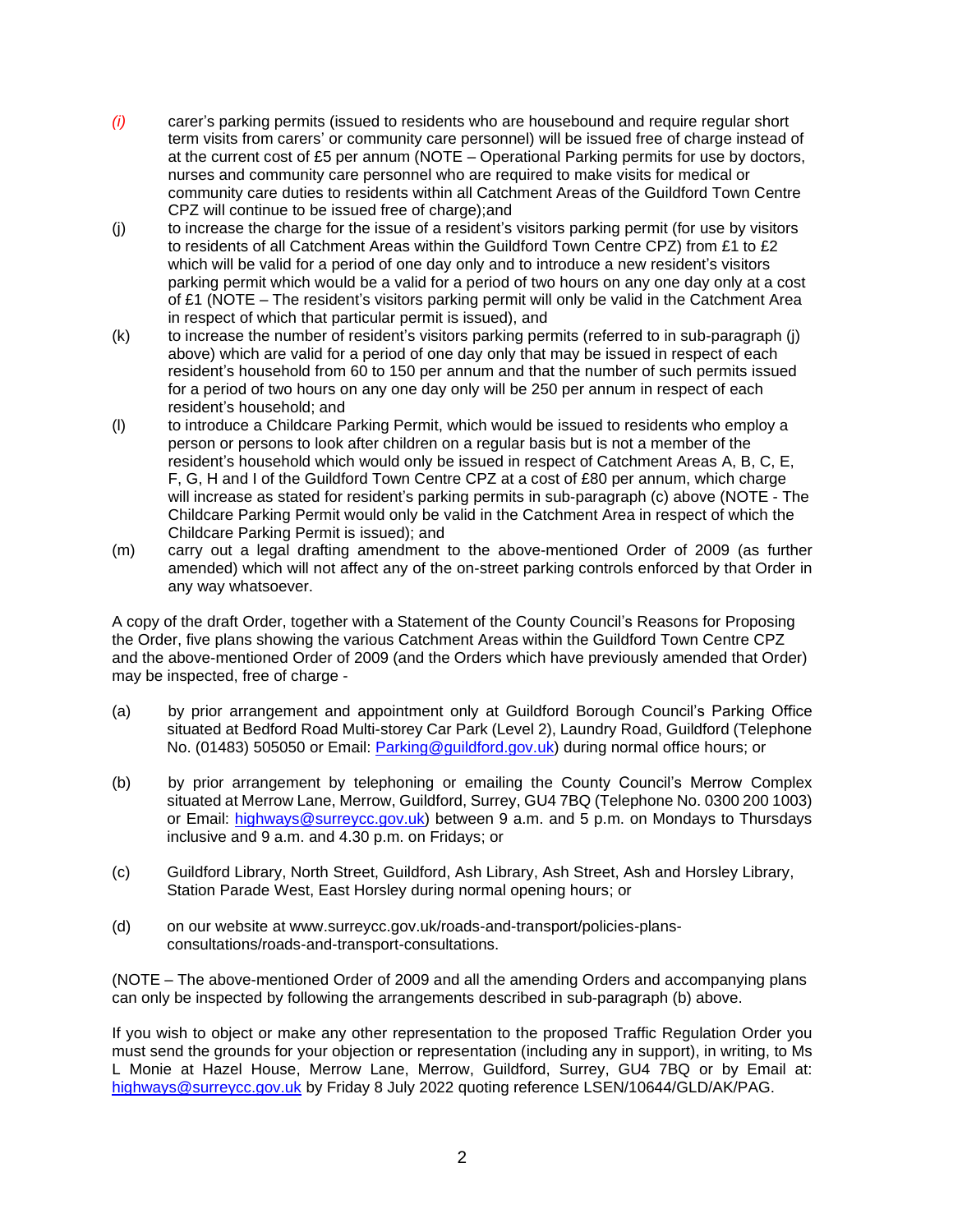*(i)* carer's parking permits (issued to residents who are housebound and require regular short term visits from carers' or community care personnel) will be issued free of charge instead of at the current cost of £5 per annum (NOTE – Operational Parking permits for use by doctors, nurses and community care personnel who are required to make visits for medical or community care duties to residents within all Catchment Areas of the Guildford Town Centre CPZ will continue to be issued free of charge);and

(j) to increase the charge for the issue of a resident's visitors parking permit (for use by visitors to residents of all Catchment Areas within the Guildford Town Centre CPZ) from £1 to £2 which will be valid for a period of one day only and to introduce a new resident's visitors parking permit which would be a valid for a period of two hours on any one day only at a cost of £1 (NOTE – The resident's visitors parking permit will only be valid in the Catchment Area in respect of which that particular permit is issued), and

(k) to increase the number of resident's visitors parking permits (referred to in sub-paragraph (j) above) which are valid for a period of one day only that may be issued in respect of each resident's household from 60 to 150 per annum and that the number of such permits issued for a period of two hours on any one day only will be 250 per annum in respect of each resident's household; and

(l) to introduce a Childcare Parking Permit, which would be issued to residents who employ a person or persons to look after children on a regular basis but is not a member of the resident's household which would only be issued in respect of Catchment Areas A, B, C, E, F, G, H and I of the Guildford Town Centre CPZ at a cost of £80 per annum, which charge will increase as stated for resident's parking permits in sub-paragraph (c) above (NOTE - The Childcare Parking Permit would only be valid in the Catchment Area in respect of which the Childcare Parking Permit is issued); and

(m) carry out a legal drafting amendment to the above-mentioned Order of 2009 (as further amended) which will not affect any of the on-street parking controls enforced by that Order in any way whatsoever.

A copy of the draft Order, together with a Statement of the County Council's Reasons for Proposing the Order, five plans showing the various Catchment Areas within the Guildford Town Centre CPZ and the above-mentioned Order of 2009 (and the Orders which have previously amended that Order) may be inspected, free of charge -

(a) by prior arrangement and appointment only at Guildford Borough Council's Parking Office situated at Bedford Road Multi-storey Car Park (Level 2), Laundry Road, Guildford (Telephone No. (01483) 505050 or Email: Parking@guildford.gov.uk) during normal office hours; or

(b) by prior arrangement by telephoning or emailing the County Council's Merrow Complex situated at Merrow Lane, Merrow, Guildford, Surrey, GU4 7BQ (Telephone No. 0300 200 1003) or Email: highways@surreycc.gov.uk) between 9 a.m. and 5 p.m. on Mondays to Thursdays inclusive and 9 a.m. and 4.30 p.m. on Fridays; or

(c) Guildford Library, North Street, Guildford, Ash Library, Ash Street, Ash and Horsley Library, Station Parade West, East Horsley during normal opening hours; or

(d) on our website at www.surreycc.gov.uk/roads-and-transport/policies-plans-consultations/roads-and-transport-consultations.

(NOTE – The above-mentioned Order of 2009 and all the amending Orders and accompanying plans can only be inspected by following the arrangements described in sub-paragraph (b) above.

If you wish to object or make any other representation to the proposed Traffic Regulation Order you must send the grounds for your objection or representation (including any in support), in writing, to Ms L Monie at Hazel House, Merrow Lane, Merrow, Guildford, Surrey, GU4 7BQ or by Email at: highways@surreycc.gov.uk by Friday 8 July 2022 quoting reference LSEN/10644/GLD/AK/PAG.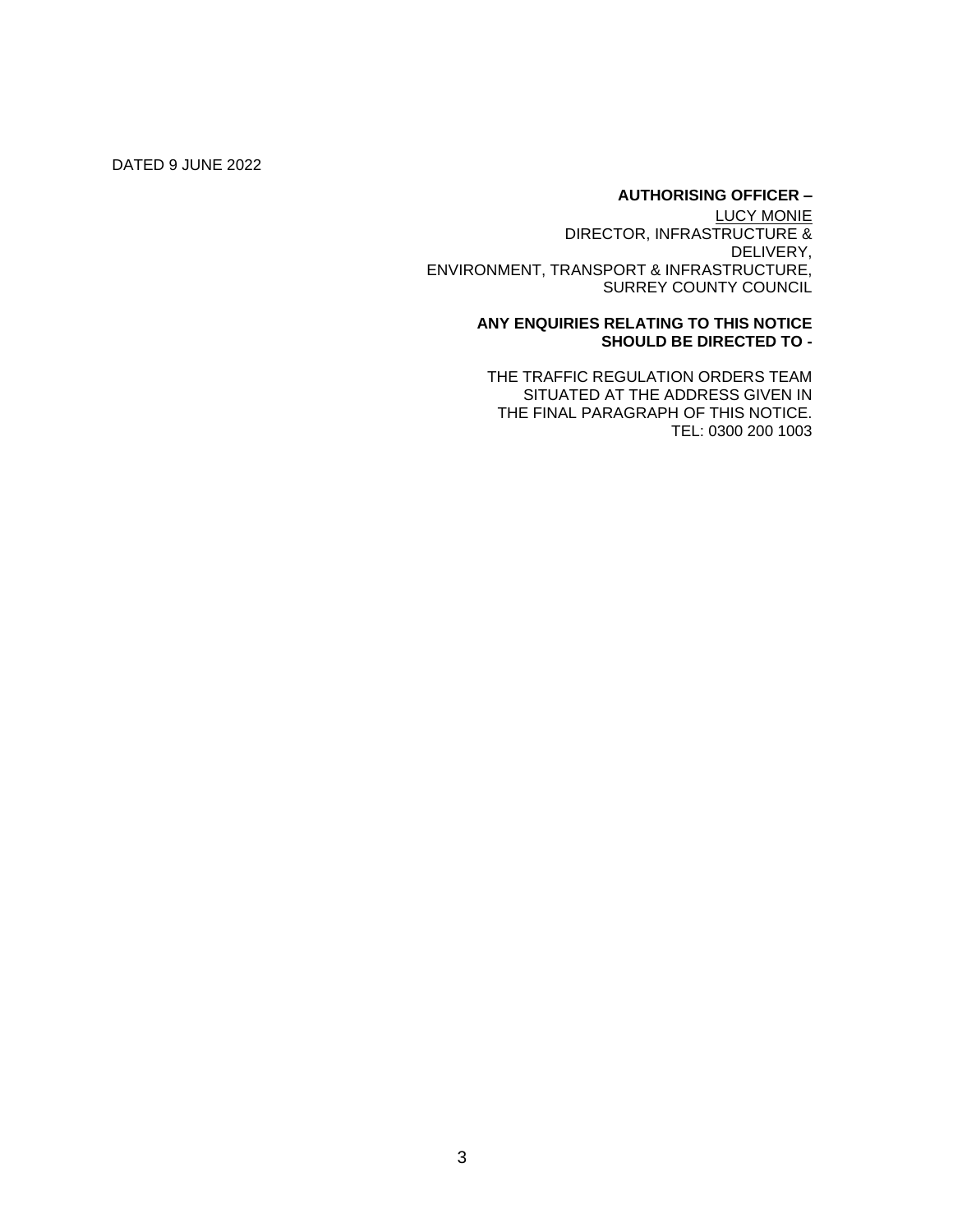DATED 9 JUNE 2022

**AUTHORISING OFFICER –**

LUCY MONIE
DIRECTOR, INFRASTRUCTURE & DELIVERY,
ENVIRONMENT, TRANSPORT & INFRASTRUCTURE,
SURREY COUNTY COUNCIL

**ANY ENQUIRIES RELATING TO THIS NOTICE SHOULD BE DIRECTED TO -**

THE TRAFFIC REGULATION ORDERS TEAM
SITUATED AT THE ADDRESS GIVEN IN
THE FINAL PARAGRAPH OF THIS NOTICE.
TEL: 0300 200 1003